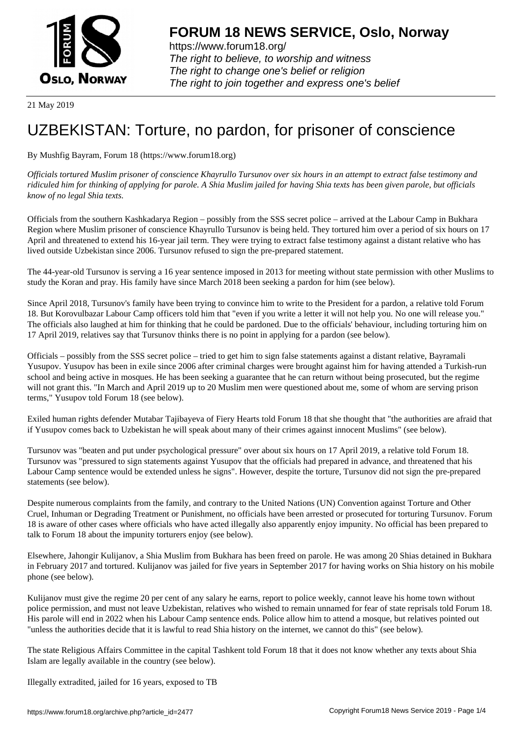# FORUM 18 NEWS SERVICE, Oslo, Norway

https://www.forum18.org/
*The right to believe, to worship and witness*
*The right to change one's belief or religion*
*The right to join together and express one's belief*

21 May 2019

# UZBEKISTAN: Torture, no pardon, for prisoner of conscience

By Mushfig Bayram, Forum 18 (https://www.forum18.org)

*Officials tortured Muslim prisoner of conscience Khayrullo Tursunov over six hours in an attempt to extract false testimony and ridiculed him for thinking of applying for parole. A Shia Muslim jailed for having Shia texts has been given parole, but officials know of no legal Shia texts.*

Officials from the southern Kashkadarya Region – possibly from the SSS secret police – arrived at the Labour Camp in Bukhara Region where Muslim prisoner of conscience Khayrullo Tursunov is being held. They tortured him over a period of six hours on 17 April and threatened to extend his 16-year jail term. They were trying to extract false testimony against a distant relative who has lived outside Uzbekistan since 2006. Tursunov refused to sign the pre-prepared statement.

The 44-year-old Tursunov is serving a 16 year sentence imposed in 2013 for meeting without state permission with other Muslims to study the Koran and pray. His family have since March 2018 been seeking a pardon for him (see below).

Since April 2018, Tursunov's family have been trying to convince him to write to the President for a pardon, a relative told Forum 18. But Korovulbazar Labour Camp officers told him that "even if you write a letter it will not help you. No one will release you." The officials also laughed at him for thinking that he could be pardoned. Due to the officials' behaviour, including torturing him on 17 April 2019, relatives say that Tursunov thinks there is no point in applying for a pardon (see below).

Officials – possibly from the SSS secret police – tried to get him to sign false statements against a distant relative, Bayramali Yusupov. Yusupov has been in exile since 2006 after criminal charges were brought against him for having attended a Turkish-run school and being active in mosques. He has been seeking a guarantee that he can return without being prosecuted, but the regime will not grant this. "In March and April 2019 up to 20 Muslim men were questioned about me, some of whom are serving prison terms," Yusupov told Forum 18 (see below).

Exiled human rights defender Mutabar Tajibayeva of Fiery Hearts told Forum 18 that she thought that "the authorities are afraid that if Yusupov comes back to Uzbekistan he will speak about many of their crimes against innocent Muslims" (see below).

Tursunov was "beaten and put under psychological pressure" over about six hours on 17 April 2019, a relative told Forum 18. Tursunov was "pressured to sign statements against Yusupov that the officials had prepared in advance, and threatened that his Labour Camp sentence would be extended unless he signs". However, despite the torture, Tursunov did not sign the pre-prepared statements (see below).

Despite numerous complaints from the family, and contrary to the United Nations (UN) Convention against Torture and Other Cruel, Inhuman or Degrading Treatment or Punishment, no officials have been arrested or prosecuted for torturing Tursunov. Forum 18 is aware of other cases where officials who have acted illegally also apparently enjoy impunity. No official has been prepared to talk to Forum 18 about the impunity torturers enjoy (see below).

Elsewhere, Jahongir Kulijanov, a Shia Muslim from Bukhara has been freed on parole. He was among 20 Shias detained in Bukhara in February 2017 and tortured. Kulijanov was jailed for five years in September 2017 for having works on Shia history on his mobile phone (see below).

Kulijanov must give the regime 20 per cent of any salary he earns, report to police weekly, cannot leave his home town without police permission, and must not leave Uzbekistan, relatives who wished to remain unnamed for fear of state reprisals told Forum 18. His parole will end in 2022 when his Labour Camp sentence ends. Police allow him to attend a mosque, but relatives pointed out "unless the authorities decide that it is lawful to read Shia history on the internet, we cannot do this" (see below).

The state Religious Affairs Committee in the capital Tashkent told Forum 18 that it does not know whether any texts about Shia Islam are legally available in the country (see below).

## Illegally extradited, jailed for 16 years, exposed to TB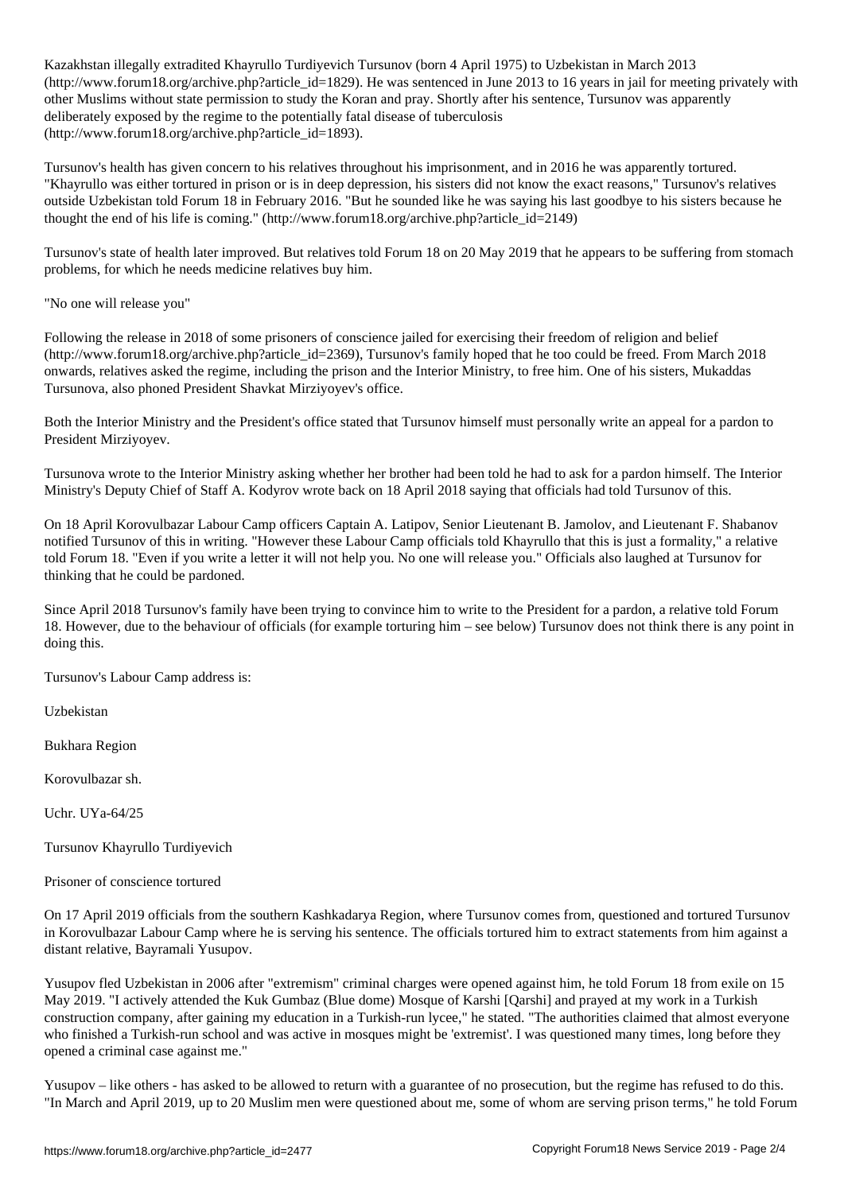Kazakhstan illegally extradited Khayrullo Turdiyevich Tursunov (born 4 April 1975) to Uzbekistan in March 2013 (http://www.forum18.org/archive.php?article_id=1829). He was sentenced in June 2013 to 16 years in jail for meeting privately with other Muslims without state permission to study the Koran and pray. Shortly after his sentence, Tursunov was apparently deliberately exposed by the regime to the potentially fatal disease of tuberculosis (http://www.forum18.org/archive.php?article_id=1893).

Tursunov's health has given concern to his relatives throughout his imprisonment, and in 2016 he was apparently tortured. "Khayrullo was either tortured in prison or is in deep depression, his sisters did not know the exact reasons," Tursunov's relatives outside Uzbekistan told Forum 18 in February 2016. "But he sounded like he was saying his last goodbye to his sisters because he thought the end of his life is coming." (http://www.forum18.org/archive.php?article_id=2149)

Tursunov's state of health later improved. But relatives told Forum 18 on 20 May 2019 that he appears to be suffering from stomach problems, for which he needs medicine relatives buy him.

## "No one will release you"

Following the release in 2018 of some prisoners of conscience jailed for exercising their freedom of religion and belief (http://www.forum18.org/archive.php?article_id=2369), Tursunov's family hoped that he too could be freed. From March 2018 onwards, relatives asked the regime, including the prison and the Interior Ministry, to free him. One of his sisters, Mukaddas Tursunova, also phoned President Shavkat Mirziyoyev's office.

Both the Interior Ministry and the President's office stated that Tursunov himself must personally write an appeal for a pardon to President Mirziyoyev.

Tursunova wrote to the Interior Ministry asking whether her brother had been told he had to ask for a pardon himself. The Interior Ministry's Deputy Chief of Staff A. Kodyrov wrote back on 18 April 2018 saying that officials had told Tursunov of this.

On 18 April Korovulbazar Labour Camp officers Captain A. Latipov, Senior Lieutenant B. Jamolov, and Lieutenant F. Shabanov notified Tursunov of this in writing. "However these Labour Camp officials told Khayrullo that this is just a formality," a relative told Forum 18. "Even if you write a letter it will not help you. No one will release you." Officials also laughed at Tursunov for thinking that he could be pardoned.

Since April 2018 Tursunov's family have been trying to convince him to write to the President for a pardon, a relative told Forum 18. However, due to the behaviour of officials (for example torturing him – see below) Tursunov does not think there is any point in doing this.

Tursunov's Labour Camp address is:

Uzbekistan

Bukhara Region

Korovulbazar sh.

Uchr. UYa-64/25

Tursunov Khayrullo Turdiyevich

## Prisoner of conscience tortured

On 17 April 2019 officials from the southern Kashkadarya Region, where Tursunov comes from, questioned and tortured Tursunov in Korovulbazar Labour Camp where he is serving his sentence. The officials tortured him to extract statements from him against a distant relative, Bayramali Yusupov.

Yusupov fled Uzbekistan in 2006 after "extremism" criminal charges were opened against him, he told Forum 18 from exile on 15 May 2019. "I actively attended the Kuk Gumbaz (Blue dome) Mosque of Karshi [Qarshi] and prayed at my work in a Turkish construction company, after gaining my education in a Turkish-run lycee," he stated. "The authorities claimed that almost everyone who finished a Turkish-run school and was active in mosques might be 'extremist'. I was questioned many times, long before they opened a criminal case against me."

Yusupov – like others - has asked to be allowed to return with a guarantee of no prosecution, but the regime has refused to do this. "In March and April 2019, up to 20 Muslim men were questioned about me, some of whom are serving prison terms," he told Forum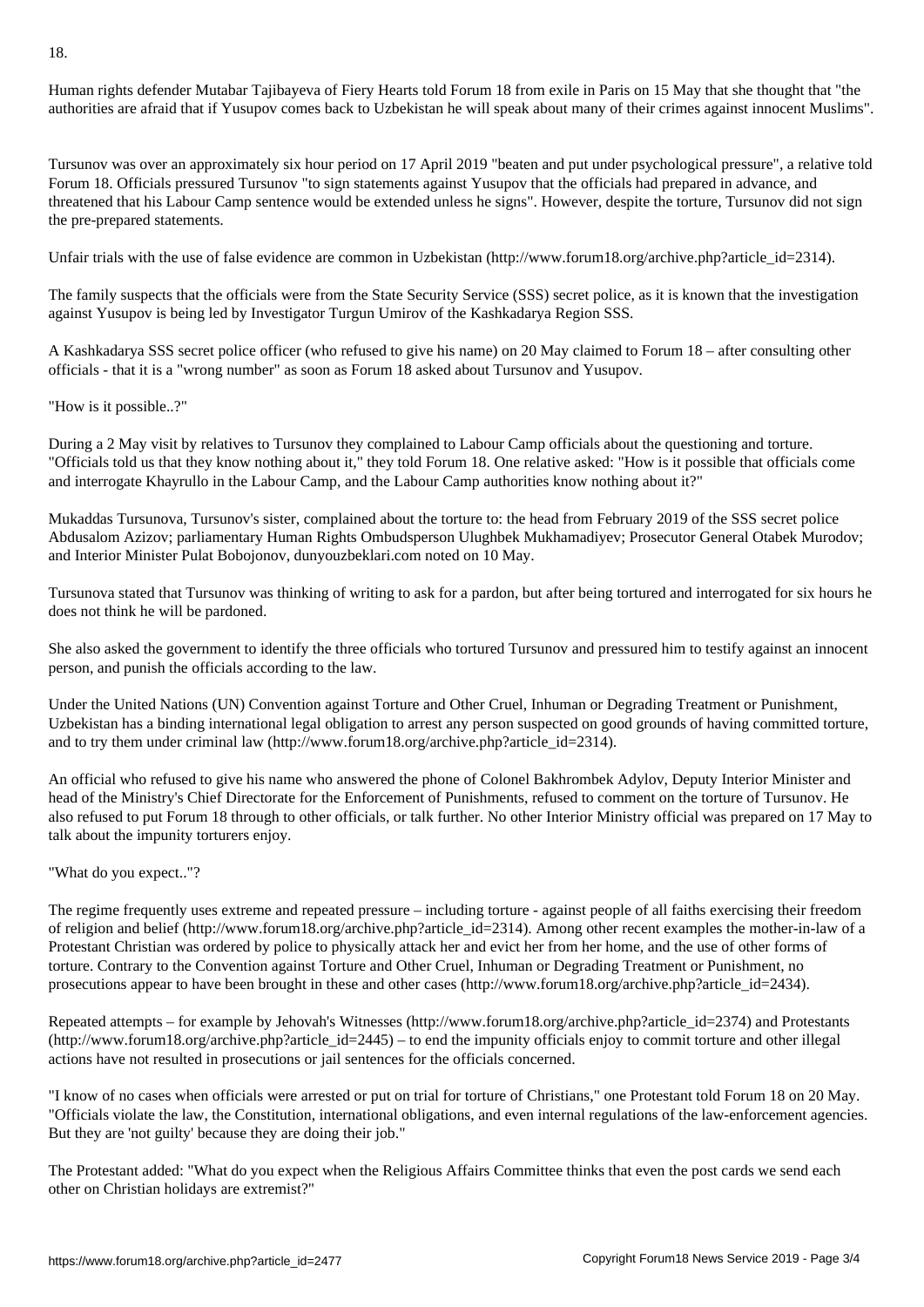18.

Human rights defender Mutabar Tajibayeva of Fiery Hearts told Forum 18 from exile in Paris on 15 May that she thought that "the authorities are afraid that if Yusupov comes back to Uzbekistan he will speak about many of their crimes against innocent Muslims".

Tursunov was over an approximately six hour period on 17 April 2019 "beaten and put under psychological pressure", a relative told Forum 18. Officials pressured Tursunov "to sign statements against Yusupov that the officials had prepared in advance, and threatened that his Labour Camp sentence would be extended unless he signs". However, despite the torture, Tursunov did not sign the pre-prepared statements.

Unfair trials with the use of false evidence are common in Uzbekistan (http://www.forum18.org/archive.php?article_id=2314).

The family suspects that the officials were from the State Security Service (SSS) secret police, as it is known that the investigation against Yusupov is being led by Investigator Turgun Umirov of the Kashkadarya Region SSS.

A Kashkadarya SSS secret police officer (who refused to give his name) on 20 May claimed to Forum 18 – after consulting other officials - that it is a "wrong number" as soon as Forum 18 asked about Tursunov and Yusupov.

"How is it possible..?"

During a 2 May visit by relatives to Tursunov they complained to Labour Camp officials about the questioning and torture. "Officials told us that they know nothing about it," they told Forum 18. One relative asked: "How is it possible that officials come and interrogate Khayrullo in the Labour Camp, and the Labour Camp authorities know nothing about it?"

Mukaddas Tursunova, Tursunov's sister, complained about the torture to: the head from February 2019 of the SSS secret police Abdusalom Azizov; parliamentary Human Rights Ombudsperson Ulughbek Mukhamadiyev; Prosecutor General Otabek Murodov; and Interior Minister Pulat Bobojonov, dunyouzbeklari.com noted on 10 May.

Tursunova stated that Tursunov was thinking of writing to ask for a pardon, but after being tortured and interrogated for six hours he does not think he will be pardoned.

She also asked the government to identify the three officials who tortured Tursunov and pressured him to testify against an innocent person, and punish the officials according to the law.

Under the United Nations (UN) Convention against Torture and Other Cruel, Inhuman or Degrading Treatment or Punishment, Uzbekistan has a binding international legal obligation to arrest any person suspected on good grounds of having committed torture, and to try them under criminal law (http://www.forum18.org/archive.php?article_id=2314).

An official who refused to give his name who answered the phone of Colonel Bakhrombek Adylov, Deputy Interior Minister and head of the Ministry's Chief Directorate for the Enforcement of Punishments, refused to comment on the torture of Tursunov. He also refused to put Forum 18 through to other officials, or talk further. No other Interior Ministry official was prepared on 17 May to talk about the impunity torturers enjoy.

"What do you expect.."?

The regime frequently uses extreme and repeated pressure – including torture - against people of all faiths exercising their freedom of religion and belief (http://www.forum18.org/archive.php?article_id=2314). Among other recent examples the mother-in-law of a Protestant Christian was ordered by police to physically attack her and evict her from her home, and the use of other forms of torture. Contrary to the Convention against Torture and Other Cruel, Inhuman or Degrading Treatment or Punishment, no prosecutions appear to have been brought in these and other cases (http://www.forum18.org/archive.php?article_id=2434).

Repeated attempts – for example by Jehovah's Witnesses (http://www.forum18.org/archive.php?article_id=2374) and Protestants (http://www.forum18.org/archive.php?article_id=2445) – to end the impunity officials enjoy to commit torture and other illegal actions have not resulted in prosecutions or jail sentences for the officials concerned.

"I know of no cases when officials were arrested or put on trial for torture of Christians," one Protestant told Forum 18 on 20 May. "Officials violate the law, the Constitution, international obligations, and even internal regulations of the law-enforcement agencies. But they are 'not guilty' because they are doing their job."

The Protestant added: "What do you expect when the Religious Affairs Committee thinks that even the post cards we send each other on Christian holidays are extremist?"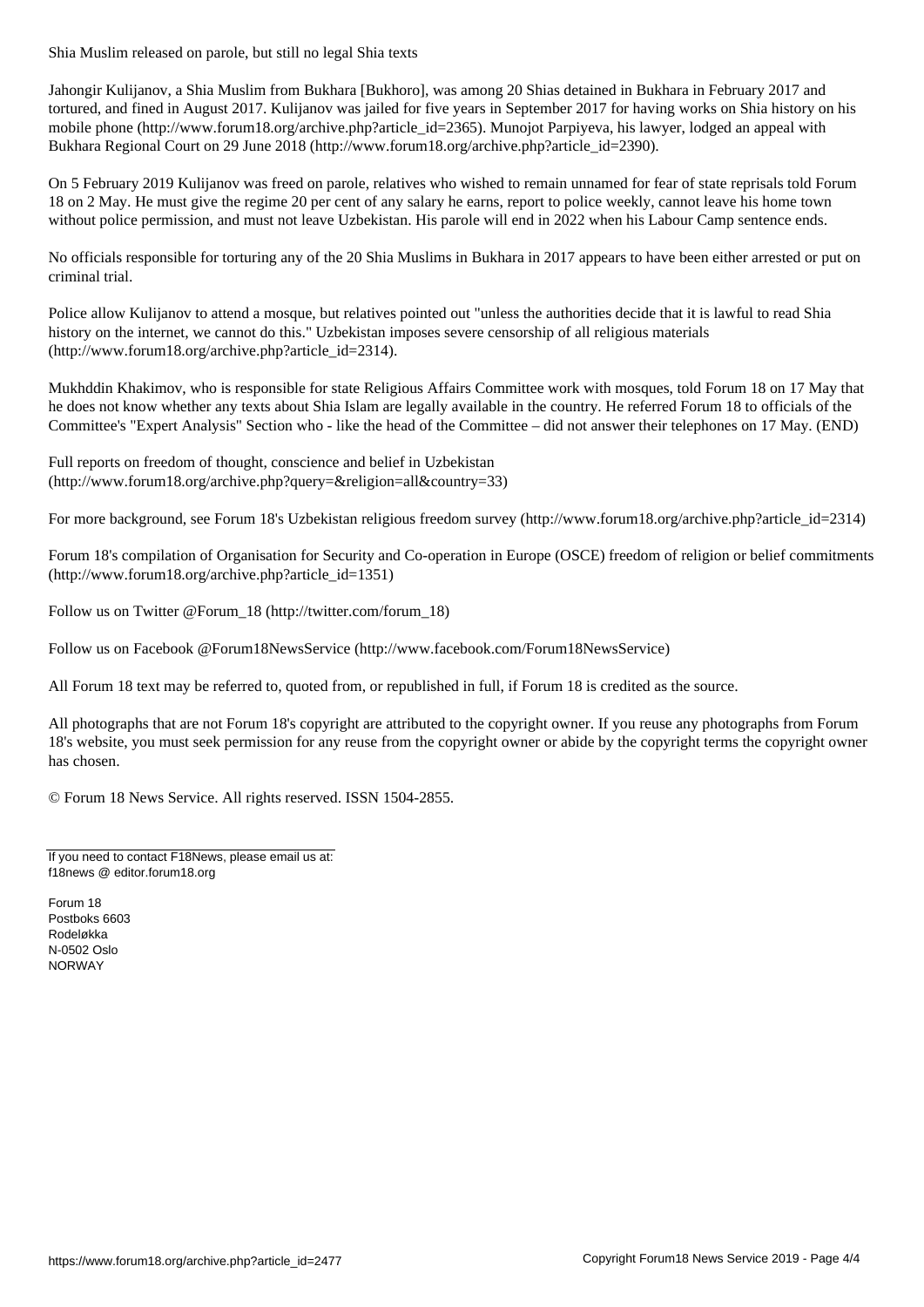Shia Muslim released on parole, but still no legal Shia texts

Jahongir Kulijanov, a Shia Muslim from Bukhara [Bukhoro], was among 20 Shias detained in Bukhara in February 2017 and tortured, and fined in August 2017. Kulijanov was jailed for five years in September 2017 for having works on Shia history on his mobile phone (http://www.forum18.org/archive.php?article_id=2365). Munojot Parpiyeva, his lawyer, lodged an appeal with Bukhara Regional Court on 29 June 2018 (http://www.forum18.org/archive.php?article_id=2390).

On 5 February 2019 Kulijanov was freed on parole, relatives who wished to remain unnamed for fear of state reprisals told Forum 18 on 2 May. He must give the regime 20 per cent of any salary he earns, report to police weekly, cannot leave his home town without police permission, and must not leave Uzbekistan. His parole will end in 2022 when his Labour Camp sentence ends.

No officials responsible for torturing any of the 20 Shia Muslims in Bukhara in 2017 appears to have been either arrested or put on criminal trial.

Police allow Kulijanov to attend a mosque, but relatives pointed out "unless the authorities decide that it is lawful to read Shia history on the internet, we cannot do this." Uzbekistan imposes severe censorship of all religious materials (http://www.forum18.org/archive.php?article_id=2314).

Mukhddin Khakimov, who is responsible for state Religious Affairs Committee work with mosques, told Forum 18 on 17 May that he does not know whether any texts about Shia Islam are legally available in the country. He referred Forum 18 to officials of the Committee's "Expert Analysis" Section who - like the head of the Committee – did not answer their telephones on 17 May. (END)

Full reports on freedom of thought, conscience and belief in Uzbekistan (http://www.forum18.org/archive.php?query=&religion=all&country=33)

For more background, see Forum 18's Uzbekistan religious freedom survey (http://www.forum18.org/archive.php?article_id=2314)

Forum 18's compilation of Organisation for Security and Co-operation in Europe (OSCE) freedom of religion or belief commitments (http://www.forum18.org/archive.php?article_id=1351)

Follow us on Twitter @Forum_18 (http://twitter.com/forum_18)

Follow us on Facebook @Forum18NewsService (http://www.facebook.com/Forum18NewsService)

All Forum 18 text may be referred to, quoted from, or republished in full, if Forum 18 is credited as the source.

All photographs that are not Forum 18's copyright are attributed to the copyright owner. If you reuse any photographs from Forum 18's website, you must seek permission for any reuse from the copyright owner or abide by the copyright terms the copyright owner has chosen.

© Forum 18 News Service. All rights reserved. ISSN 1504-2855.

If you need to contact F18News, please email us at:
f18news @ editor.forum18.org

Forum 18
Postboks 6603
Rodeløkka
N-0502 Oslo
NORWAY